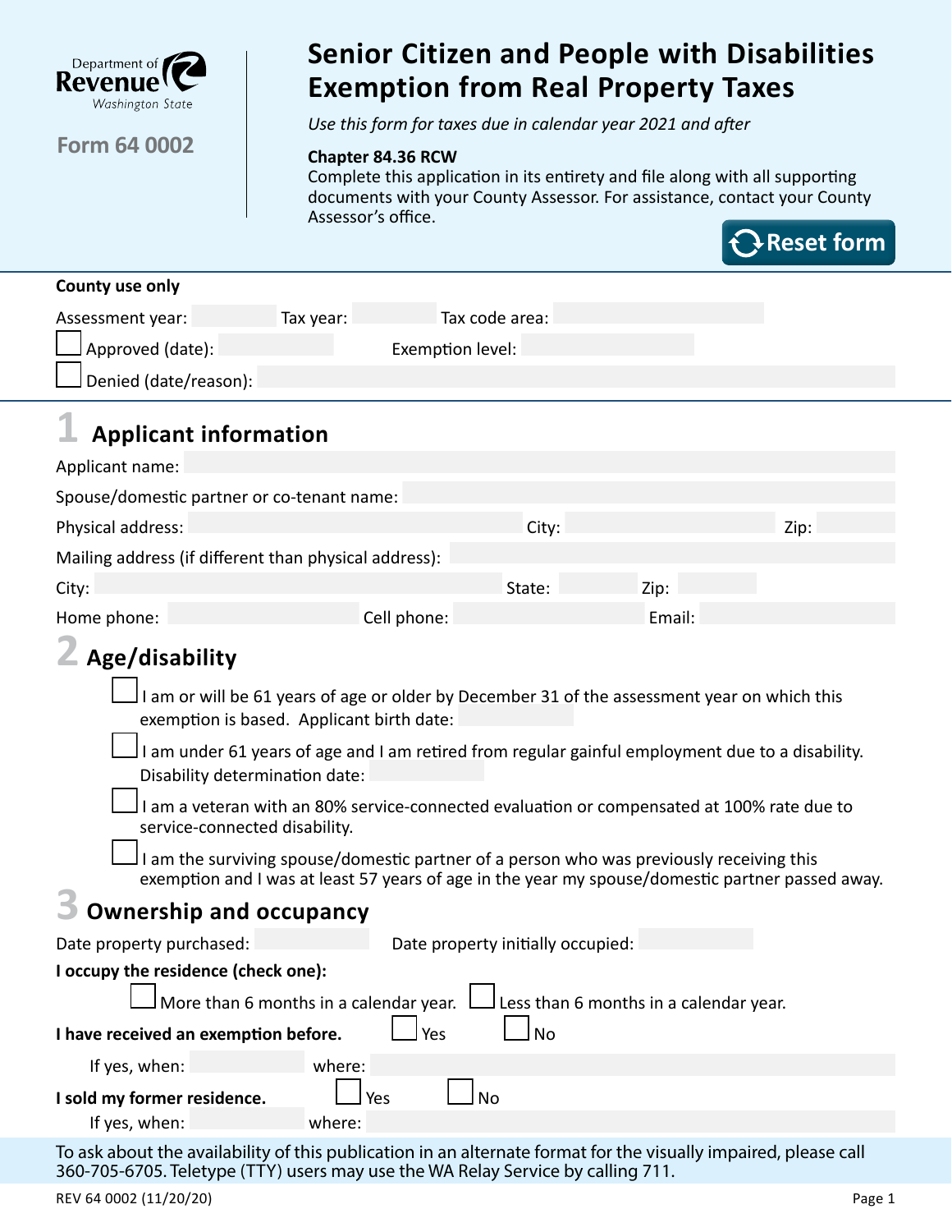Department of Revenue
Washington State

Form 64 0002

# Senior Citizen and People with Disabilities Exemption from Real Property Taxes

*Use this form for taxes due in calendar year 2021 and after*

**Chapter 84.36 RCW**

Complete this application in its entirety and file along with all supporting documents with your County Assessor. For assistance, contact your County Assessor's office.

Reset form

**County use only**

Assessment year: ______ Tax year: ______ Tax code area: ______

☐ Approved (date): ______ Exemption level: ______

☐ Denied (date/reason): ______

## 1 Applicant information

Applicant name: ______

Spouse/domestic partner or co-tenant name: ______

Physical address: ______ City: ______ Zip: ______

Mailing address (if different than physical address): ______

City: ______ State: ______ Zip: ______

Home phone: ______ Cell phone: ______ Email: ______

## 2 Age/disability

☐ I am or will be 61 years of age or older by December 31 of the assessment year on which this exemption is based. Applicant birth date: ______

☐ I am under 61 years of age and I am retired from regular gainful employment due to a disability. Disability determination date: ______

☐ I am a veteran with an 80% service-connected evaluation or compensated at 100% rate due to service-connected disability.

☐ I am the surviving spouse/domestic partner of a person who was previously receiving this exemption and I was at least 57 years of age in the year my spouse/domestic partner passed away.

## 3 Ownership and occupancy

Date property purchased: ______ Date property initially occupied: ______

**I occupy the residence (check one):**

☐ More than 6 months in a calendar year. ☐ Less than 6 months in a calendar year.

**I have received an exemption before.** ☐ Yes ☐ No

If yes, when: ______ where: ______

**I sold my former residence.** ☐ Yes ☐ No

If yes, when: ______ where: ______

To ask about the availability of this publication in an alternate format for the visually impaired, please call 360-705-6705. Teletype (TTY) users may use the WA Relay Service by calling 711.

REV 64 0002 (11/20/20)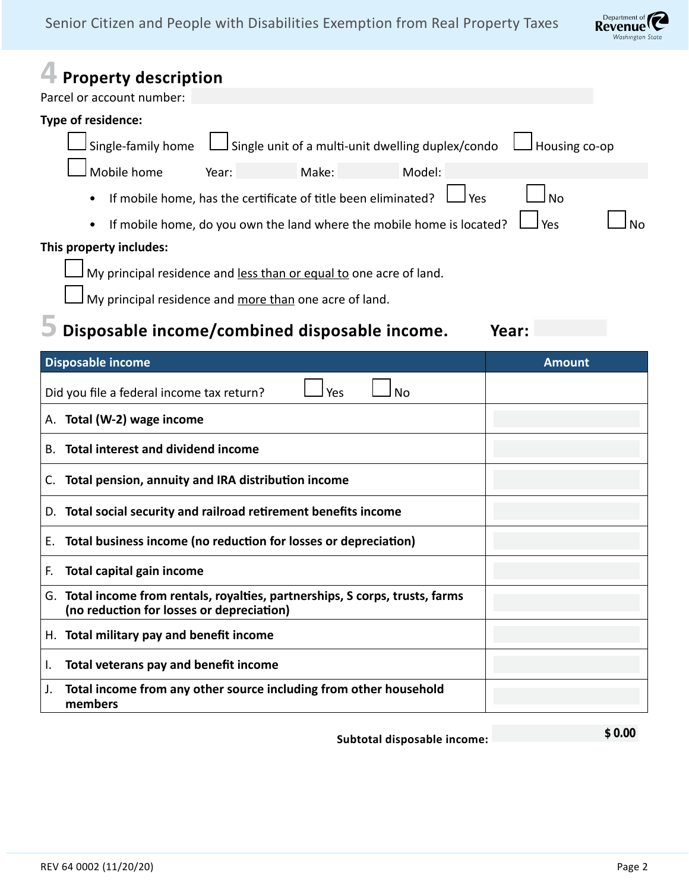## 4 Property description

Parcel or account number:

**Type of residence:**

☐ Single-family home ☐ Single unit of a multi-unit dwelling duplex/condo ☐ Housing co-op

☐ Mobile home Year: Make: Model:

- If mobile home, has the certificate of title been eliminated? ☐ Yes ☐ No
- If mobile home, do you own the land where the mobile home is located? ☐ Yes ☐ No

**This property includes:**

☐ My principal residence and less than or equal to one acre of land.

☐ My principal residence and more than one acre of land.

## 5 Disposable income/combined disposable income. Year:

| Disposable income | Amount |
|---|---|
| Did you file a federal income tax return? ☐ Yes ☐ No | |
| A. **Total (W-2) wage income** | |
| B. **Total interest and dividend income** | |
| C. **Total pension, annuity and IRA distribution income** | |
| D. **Total social security and railroad retirement benefits income** | |
| E. **Total business income (no reduction for losses or depreciation)** | |
| F. **Total capital gain income** | |
| G. **Total income from rentals, royalties, partnerships, S corps, trusts, farms (no reduction for losses or depreciation)** | |
| H. **Total military pay and benefit income** | |
| I. **Total veterans pay and benefit income** | |
| J. **Total income from any other source including from other household members** | |

**Subtotal disposable income:** **$ 0.00**

REV 64 0002 (11/20/20)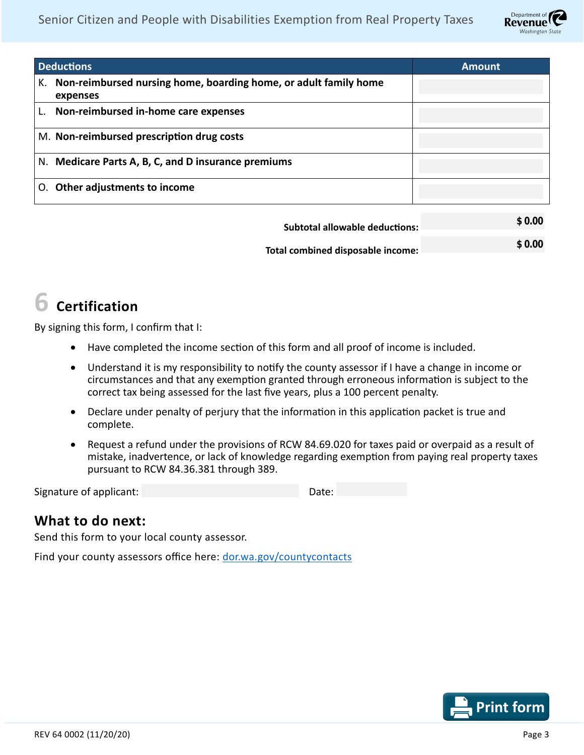| Deductions | Amount |
|---|---|
| K. **Non-reimbursed nursing home, boarding home, or adult family home expenses** | |
| L. **Non-reimbursed in-home care expenses** | |
| M. **Non-reimbursed prescription drug costs** | |
| N. **Medicare Parts A, B, C, and D insurance premiums** | |
| O. **Other adjustments to income** | |

**Subtotal allowable deductions:** $ 0.00

**Total combined disposable income:** $ 0.00

## 6 Certification

By signing this form, I confirm that I:

- Have completed the income section of this form and all proof of income is included.
- Understand it is my responsibility to notify the county assessor if I have a change in income or circumstances and that any exemption granted through erroneous information is subject to the correct tax being assessed for the last five years, plus a 100 percent penalty.
- Declare under penalty of perjury that the information in this application packet is true and complete.
- Request a refund under the provisions of RCW 84.69.020 for taxes paid or overpaid as a result of mistake, inadvertence, or lack of knowledge regarding exemption from paying real property taxes pursuant to RCW 84.36.381 through 389.

Signature of applicant: ____________________ Date: __________

## What to do next:

Send this form to your local county assessor.

Find your county assessors office here: [dor.wa.gov/countycontacts](https://dor.wa.gov/countycontacts)

Print form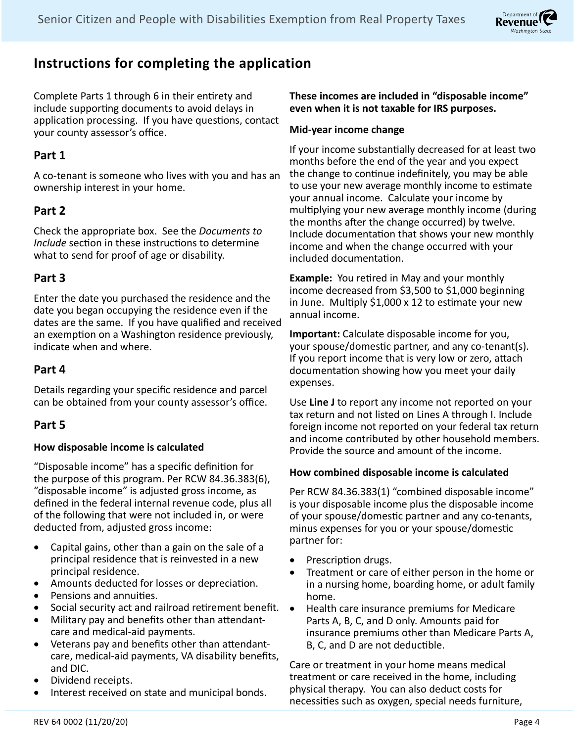## Instructions for completing the application

Complete Parts 1 through 6 in their entirety and include supporting documents to avoid delays in application processing. If you have questions, contact your county assessor's office.

### Part 1

A co-tenant is someone who lives with you and has an ownership interest in your home.

### Part 2

Check the appropriate box. See the *Documents to Include* section in these instructions to determine what to send for proof of age or disability.

### Part 3

Enter the date you purchased the residence and the date you began occupying the residence even if the dates are the same. If you have qualified and received an exemption on a Washington residence previously, indicate when and where.

### Part 4

Details regarding your specific residence and parcel can be obtained from your county assessor's office.

### Part 5

**How disposable income is calculated**

"Disposable income" has a specific definition for the purpose of this program. Per RCW 84.36.383(6), "disposable income" is adjusted gross income, as defined in the federal internal revenue code, plus all of the following that were not included in, or were deducted from, adjusted gross income:

- Capital gains, other than a gain on the sale of a principal residence that is reinvested in a new principal residence.
- Amounts deducted for losses or depreciation.
- Pensions and annuities.
- Social security act and railroad retirement benefit.
- Military pay and benefits other than attendant-care and medical-aid payments.
- Veterans pay and benefits other than attendant-care, medical-aid payments, VA disability benefits, and DIC.
- Dividend receipts.
- Interest received on state and municipal bonds.

**These incomes are included in "disposable income" even when it is not taxable for IRS purposes.**

**Mid-year income change**

If your income substantially decreased for at least two months before the end of the year and you expect the change to continue indefinitely, you may be able to use your new average monthly income to estimate your annual income. Calculate your income by multiplying your new average monthly income (during the months after the change occurred) by twelve. Include documentation that shows your new monthly income and when the change occurred with your included documentation.

**Example:** You retired in May and your monthly income decreased from $3,500 to $1,000 beginning in June. Multiply $1,000 x 12 to estimate your new annual income.

**Important:** Calculate disposable income for you, your spouse/domestic partner, and any co-tenant(s). If you report income that is very low or zero, attach documentation showing how you meet your daily expenses.

Use **Line J** to report any income not reported on your tax return and not listed on Lines A through I. Include foreign income not reported on your federal tax return and income contributed by other household members. Provide the source and amount of the income.

**How combined disposable income is calculated**

Per RCW 84.36.383(1) "combined disposable income" is your disposable income plus the disposable income of your spouse/domestic partner and any co-tenants, minus expenses for you or your spouse/domestic partner for:

- Prescription drugs.
- Treatment or care of either person in the home or in a nursing home, boarding home, or adult family home.
- Health care insurance premiums for Medicare Parts A, B, C, and D only. Amounts paid for insurance premiums other than Medicare Parts A, B, C, and D are not deductible.

Care or treatment in your home means medical treatment or care received in the home, including physical therapy. You can also deduct costs for necessities such as oxygen, special needs furniture,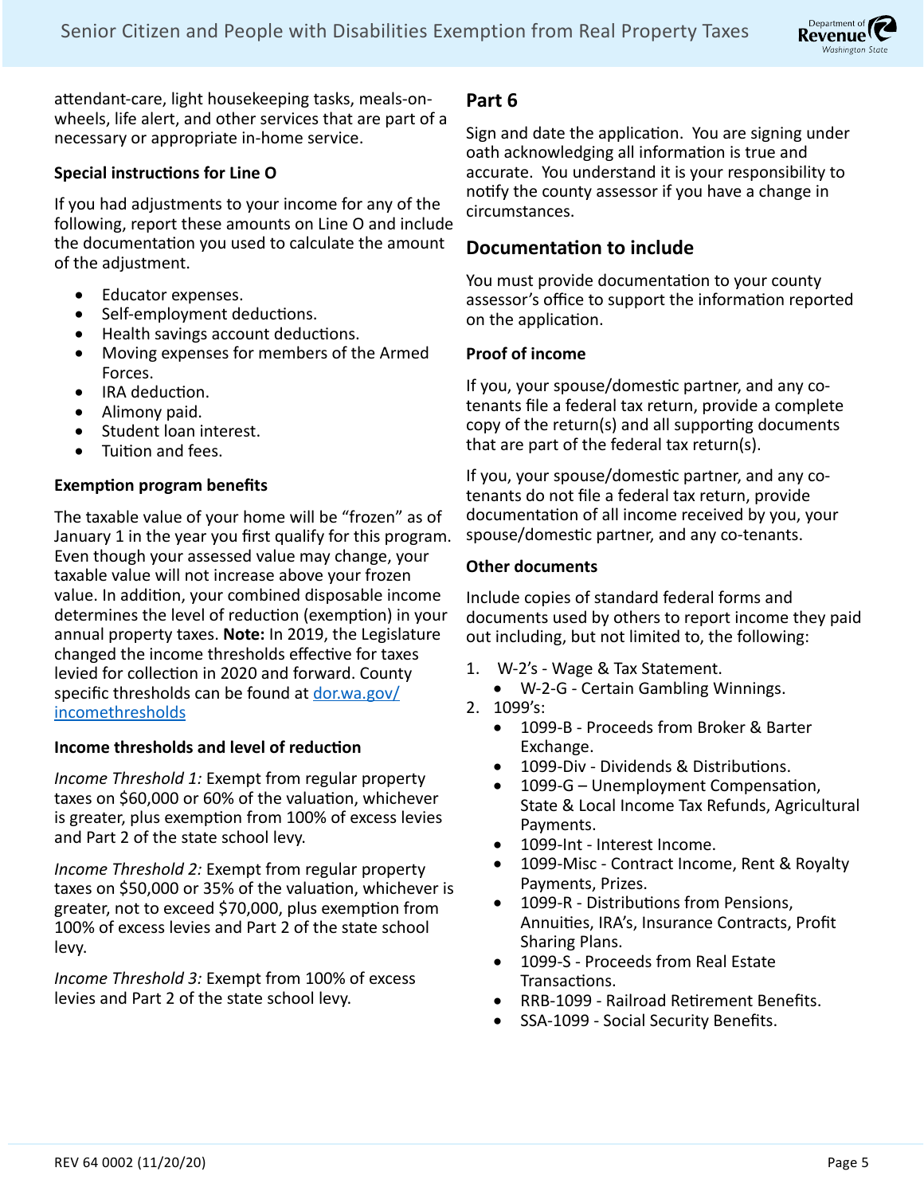attendant-care, light housekeeping tasks, meals-on-wheels, life alert, and other services that are part of a necessary or appropriate in-home service.

**Special instructions for Line O**

If you had adjustments to your income for any of the following, report these amounts on Line O and include the documentation you used to calculate the amount of the adjustment.

- Educator expenses.
- Self-employment deductions.
- Health savings account deductions.
- Moving expenses for members of the Armed Forces.
- IRA deduction.
- Alimony paid.
- Student loan interest.
- Tuition and fees.

**Exemption program benefits**

The taxable value of your home will be "frozen" as of January 1 in the year you first qualify for this program. Even though your assessed value may change, your taxable value will not increase above your frozen value. In addition, your combined disposable income determines the level of reduction (exemption) in your annual property taxes. **Note:** In 2019, the Legislature changed the income thresholds effective for taxes levied for collection in 2020 and forward. County specific thresholds can be found at [dor.wa.gov/incomethresholds](dor.wa.gov/incomethresholds)

**Income thresholds and level of reduction**

*Income Threshold 1:* Exempt from regular property taxes on $60,000 or 60% of the valuation, whichever is greater, plus exemption from 100% of excess levies and Part 2 of the state school levy.

*Income Threshold 2:* Exempt from regular property taxes on $50,000 or 35% of the valuation, whichever is greater, not to exceed $70,000, plus exemption from 100% of excess levies and Part 2 of the state school levy.

*Income Threshold 3:* Exempt from 100% of excess levies and Part 2 of the state school levy.

## Part 6

Sign and date the application. You are signing under oath acknowledging all information is true and accurate. You understand it is your responsibility to notify the county assessor if you have a change in circumstances.

## Documentation to include

You must provide documentation to your county assessor's office to support the information reported on the application.

**Proof of income**

If you, your spouse/domestic partner, and any co-tenants file a federal tax return, provide a complete copy of the return(s) and all supporting documents that are part of the federal tax return(s).

If you, your spouse/domestic partner, and any co-tenants do not file a federal tax return, provide documentation of all income received by you, your spouse/domestic partner, and any co-tenants.

**Other documents**

Include copies of standard federal forms and documents used by others to report income they paid out including, but not limited to, the following:

1. W-2's - Wage & Tax Statement.
   - W-2-G - Certain Gambling Winnings.
2. 1099's:
   - 1099-B - Proceeds from Broker & Barter Exchange.
   - 1099-Div - Dividends & Distributions.
   - 1099-G – Unemployment Compensation, State & Local Income Tax Refunds, Agricultural Payments.
   - 1099-Int - Interest Income.
   - 1099-Misc - Contract Income, Rent & Royalty Payments, Prizes.
   - 1099-R - Distributions from Pensions, Annuities, IRA's, Insurance Contracts, Profit Sharing Plans.
   - 1099-S - Proceeds from Real Estate Transactions.
   - RRB-1099 - Railroad Retirement Benefits.
   - SSA-1099 - Social Security Benefits.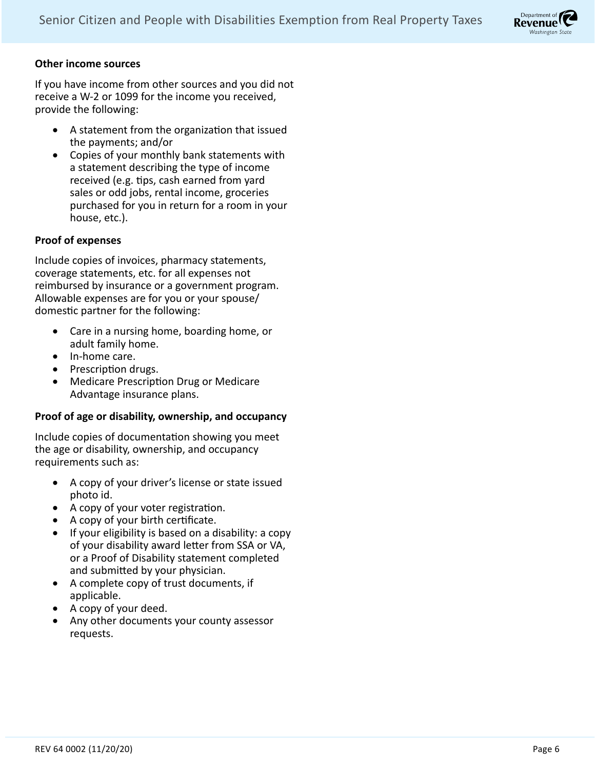**Other income sources**

If you have income from other sources and you did not receive a W-2 or 1099 for the income you received, provide the following:

- A statement from the organization that issued the payments; and/or
- Copies of your monthly bank statements with a statement describing the type of income received (e.g. tips, cash earned from yard sales or odd jobs, rental income, groceries purchased for you in return for a room in your house, etc.).

**Proof of expenses**

Include copies of invoices, pharmacy statements, coverage statements, etc. for all expenses not reimbursed by insurance or a government program. Allowable expenses are for you or your spouse/domestic partner for the following:

- Care in a nursing home, boarding home, or adult family home.
- In-home care.
- Prescription drugs.
- Medicare Prescription Drug or Medicare Advantage insurance plans.

**Proof of age or disability, ownership, and occupancy**

Include copies of documentation showing you meet the age or disability, ownership, and occupancy requirements such as:

- A copy of your driver's license or state issued photo id.
- A copy of your voter registration.
- A copy of your birth certificate.
- If your eligibility is based on a disability: a copy of your disability award letter from SSA or VA, or a Proof of Disability statement completed and submitted by your physician.
- A complete copy of trust documents, if applicable.
- A copy of your deed.
- Any other documents your county assessor requests.